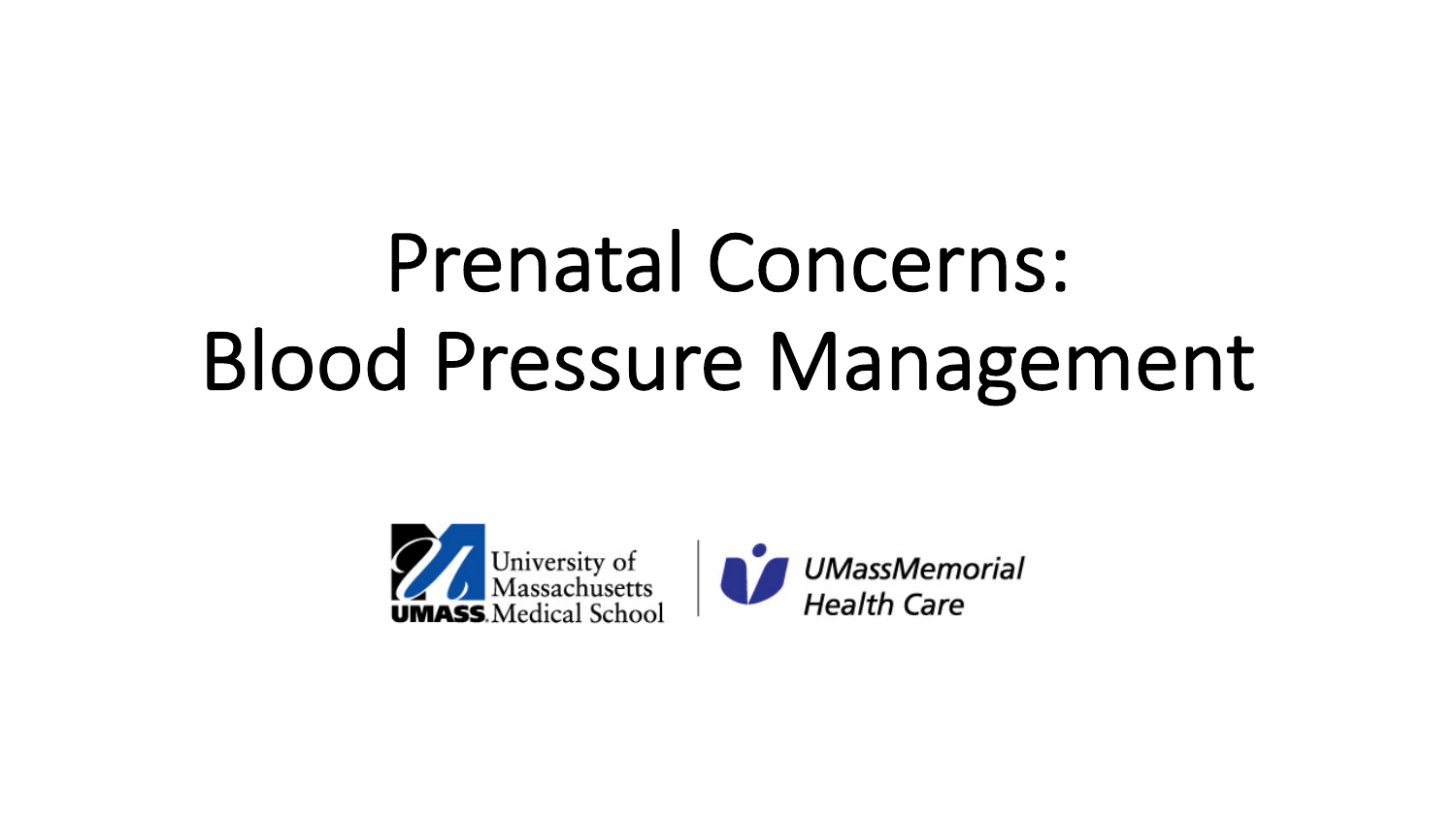# Prenatal Concerns: Blood Pressure Management

University of Massachusetts UMASS Medical School | UMassMemorial Health Care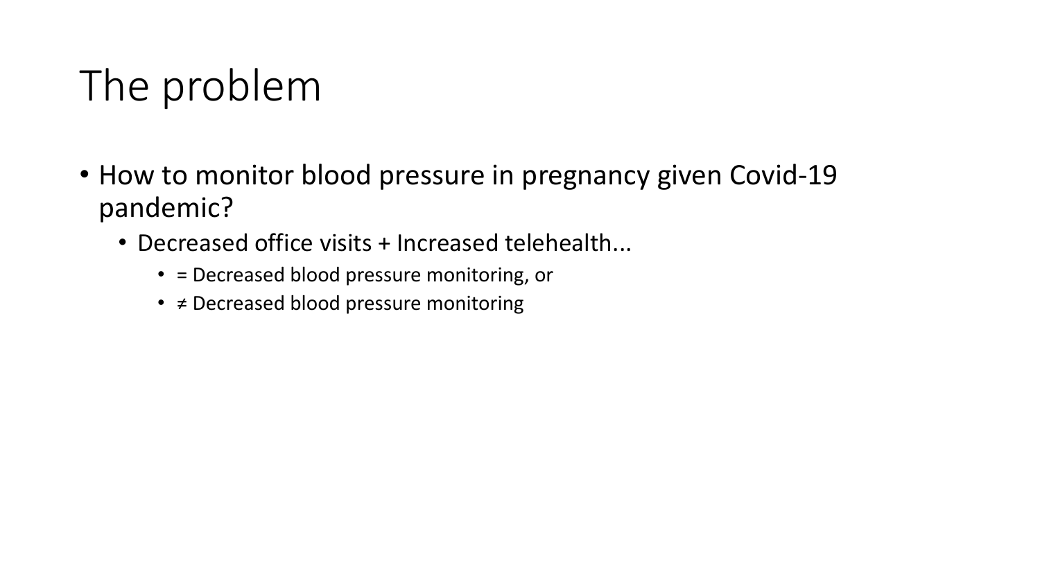# The problem

- How to monitor blood pressure in pregnancy given Covid-19 pandemic?
  - Decreased office visits + Increased telehealth...
    - = Decreased blood pressure monitoring, or
    - ≠ Decreased blood pressure monitoring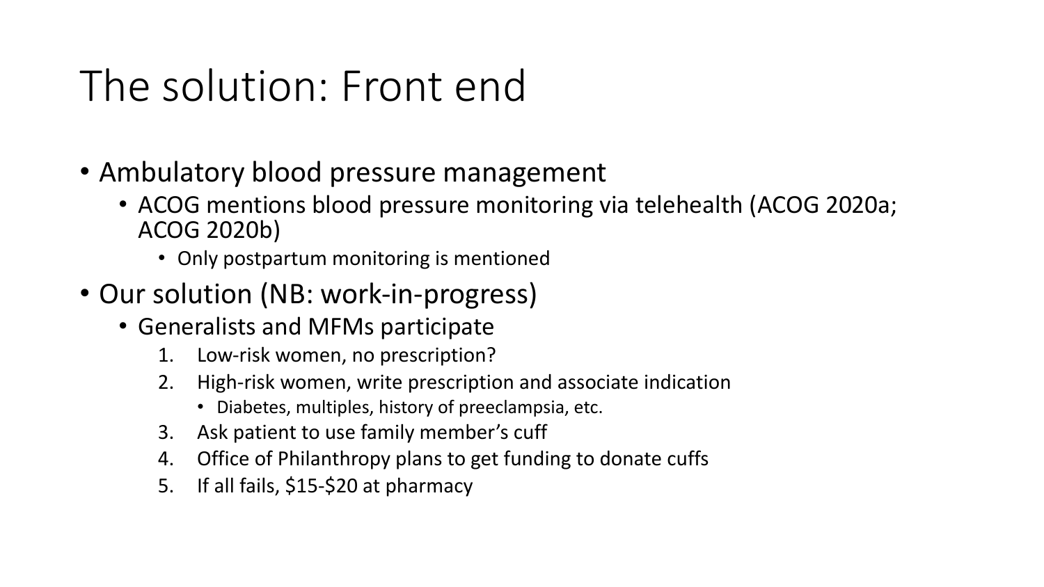# The solution: Front end

- Ambulatory blood pressure management
  - ACOG mentions blood pressure monitoring via telehealth (ACOG 2020a; ACOG 2020b)
    - Only postpartum monitoring is mentioned
- Our solution (NB: work-in-progress)
  - Generalists and MFMs participate
    1. Low-risk women, no prescription?
    2. High-risk women, write prescription and associate indication
       - Diabetes, multiples, history of preeclampsia, etc.
    3. Ask patient to use family member's cuff
    4. Office of Philanthropy plans to get funding to donate cuffs
    5. If all fails, $15-$20 at pharmacy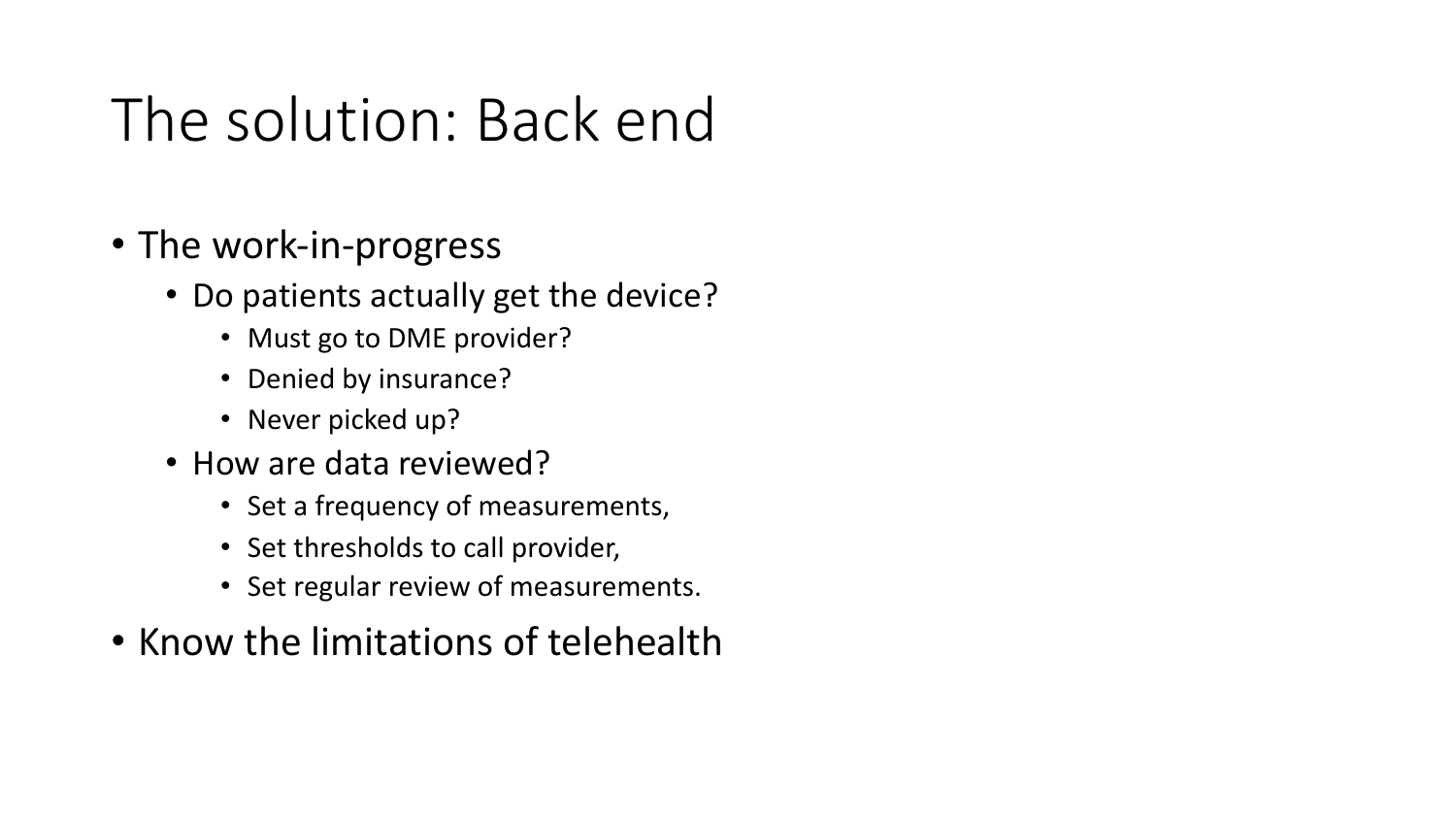# The solution: Back end

- The work-in-progress
  - Do patients actually get the device?
    - Must go to DME provider?
    - Denied by insurance?
    - Never picked up?
  - How are data reviewed?
    - Set a frequency of measurements,
    - Set thresholds to call provider,
    - Set regular review of measurements.
- Know the limitations of telehealth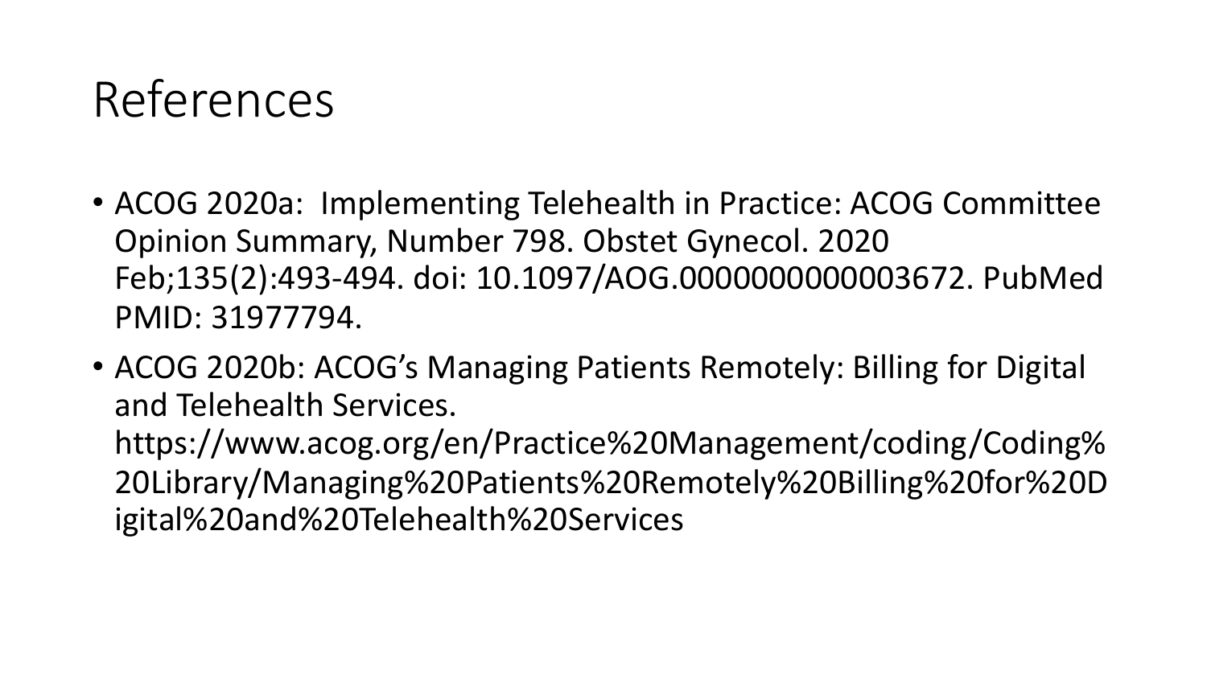# References

- ACOG 2020a: Implementing Telehealth in Practice: ACOG Committee Opinion Summary, Number 798. Obstet Gynecol. 2020 Feb;135(2):493-494. doi: 10.1097/AOG.0000000000003672. PubMed PMID: 31977794.
- ACOG 2020b: ACOG's Managing Patients Remotely: Billing for Digital and Telehealth Services. https://www.acog.org/en/Practice%20Management/coding/Coding%20Library/Managing%20Patients%20Remotely%20Billing%20for%20Digital%20and%20Telehealth%20Services